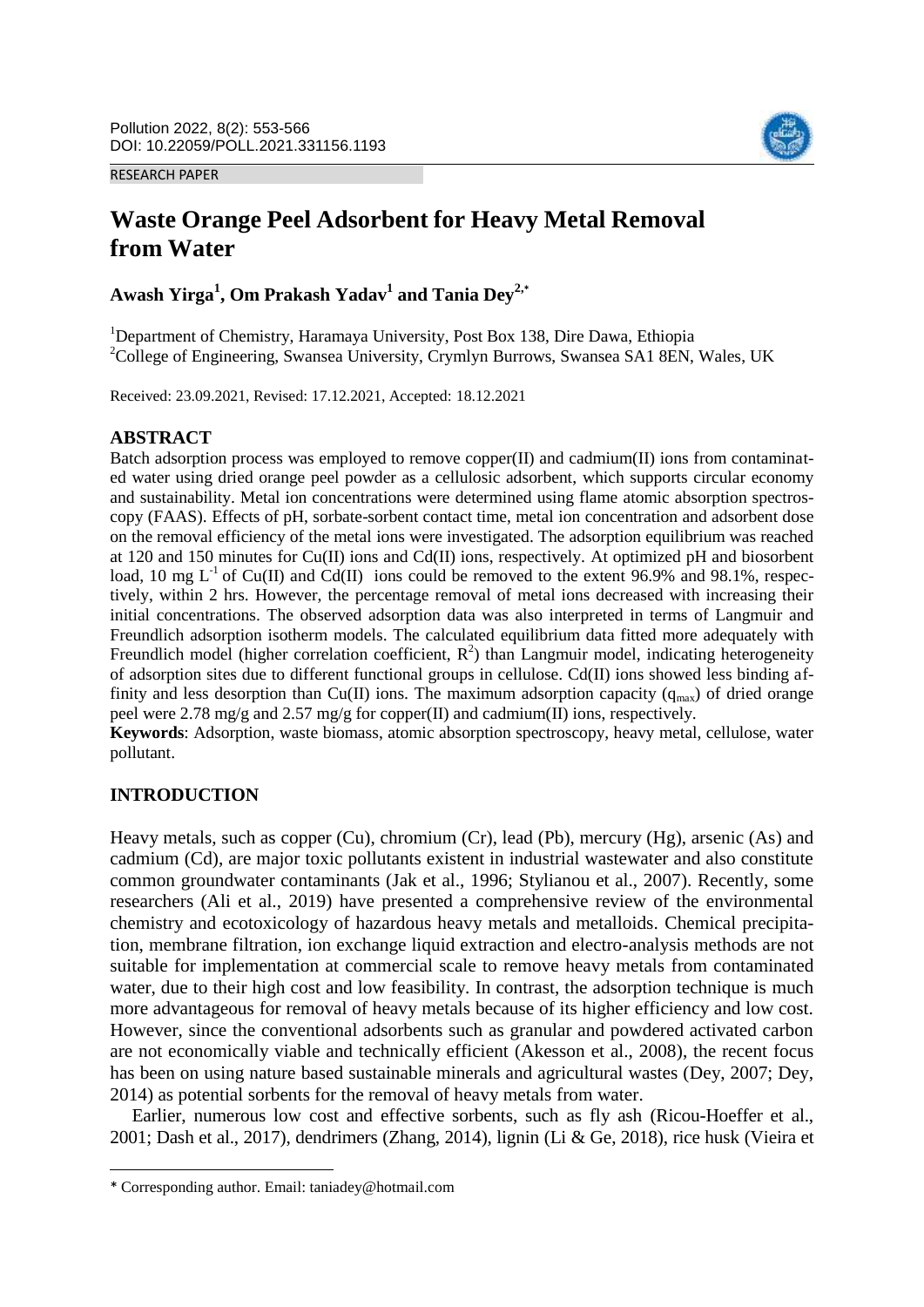RESEARCH PAPER

# Waste Orange Peel Adsorbent for Heavy Metal Removal from Water

**Awash Yirga[1], Om Prakash Yadav[1] and Tania Dey[2,*]**

[1]Department of Chemistry, Haramaya University, Post Box 138, Dire Dawa, Ethiopia
[2]College of Engineering, Swansea University, Crymlyn Burrows, Swansea SA1 8EN, Wales, UK

Received: 23.09.2021, Revised: 17.12.2021, Accepted: 18.12.2021

## ABSTRACT

Batch adsorption process was employed to remove copper(II) and cadmium(II) ions from contaminated water using dried orange peel powder as a cellulosic adsorbent, which supports circular economy and sustainability. Metal ion concentrations were determined using flame atomic absorption spectroscopy (FAAS). Effects of pH, sorbate-sorbent contact time, metal ion concentration and adsorbent dose on the removal efficiency of the metal ions were investigated. The adsorption equilibrium was reached at 120 and 150 minutes for Cu(II) ions and Cd(II) ions, respectively. At optimized pH and biosorbent load, 10 mg $L^{-1}$ of Cu(II) and Cd(II) ions could be removed to the extent 96.9% and 98.1%, respectively, within 2 hrs. However, the percentage removal of metal ions decreased with increasing their initial concentrations. The observed adsorption data was also interpreted in terms of Langmuir and Freundlich adsorption isotherm models. The calculated equilibrium data fitted more adequately with Freundlich model (higher correlation coefficient, $R^2$) than Langmuir model, indicating heterogeneity of adsorption sites due to different functional groups in cellulose. Cd(II) ions showed less binding affinity and less desorption than Cu(II) ions. The maximum adsorption capacity ($q_{max}$) of dried orange peel were 2.78 mg/g and 2.57 mg/g for copper(II) and cadmium(II) ions, respectively.

**Keywords**: Adsorption, waste biomass, atomic absorption spectroscopy, heavy metal, cellulose, water pollutant.

## INTRODUCTION

Heavy metals, such as copper (Cu), chromium (Cr), lead (Pb), mercury (Hg), arsenic (As) and cadmium (Cd), are major toxic pollutants existent in industrial wastewater and also constitute common groundwater contaminants (Jak et al., 1996; Stylianou et al., 2007). Recently, some researchers (Ali et al., 2019) have presented a comprehensive review of the environmental chemistry and ecotoxicology of hazardous heavy metals and metalloids. Chemical precipitation, membrane filtration, ion exchange liquid extraction and electro-analysis methods are not suitable for implementation at commercial scale to remove heavy metals from contaminated water, due to their high cost and low feasibility. In contrast, the adsorption technique is much more advantageous for removal of heavy metals because of its higher efficiency and low cost. However, since the conventional adsorbents such as granular and powdered activated carbon are not economically viable and technically efficient (Akesson et al., 2008), the recent focus has been on using nature based sustainable minerals and agricultural wastes (Dey, 2007; Dey, 2014) as potential sorbents for the removal of heavy metals from water.

Earlier, numerous low cost and effective sorbents, such as fly ash (Ricou-Hoeffer et al., 2001; Dash et al., 2017), dendrimers (Zhang, 2014), lignin (Li & Ge, 2018), rice husk (Vieira et

---

* Corresponding author. Email: taniadey@hotmail.com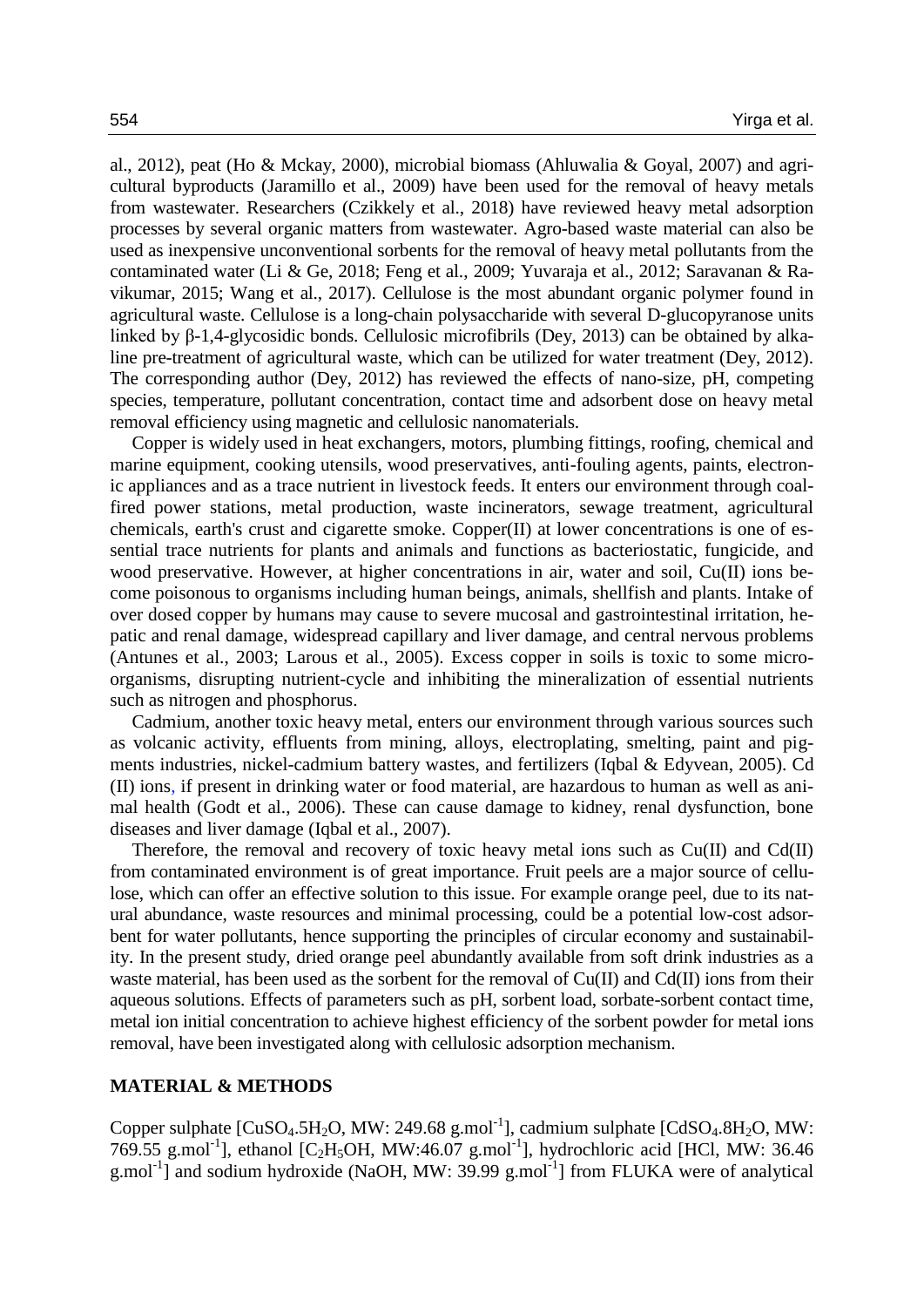al., 2012), peat (Ho & Mckay, 2000), microbial biomass (Ahluwalia & Goyal, 2007) and agricultural byproducts (Jaramillo et al., 2009) have been used for the removal of heavy metals from wastewater. Researchers (Czikkely et al., 2018) have reviewed heavy metal adsorption processes by several organic matters from wastewater. Agro-based waste material can also be used as inexpensive unconventional sorbents for the removal of heavy metal pollutants from the contaminated water (Li & Ge, 2018; Feng et al., 2009; Yuvaraja et al., 2012; Saravanan & Ravikumar, 2015; Wang et al., 2017). Cellulose is the most abundant organic polymer found in agricultural waste. Cellulose is a long-chain polysaccharide with several D-glucopyranose units linked by β-1,4-glycosidic bonds. Cellulosic microfibrils (Dey, 2013) can be obtained by alkaline pre-treatment of agricultural waste, which can be utilized for water treatment (Dey, 2012). The corresponding author (Dey, 2012) has reviewed the effects of nano-size, pH, competing species, temperature, pollutant concentration, contact time and adsorbent dose on heavy metal removal efficiency using magnetic and cellulosic nanomaterials.

Copper is widely used in heat exchangers, motors, plumbing fittings, roofing, chemical and marine equipment, cooking utensils, wood preservatives, anti-fouling agents, paints, electronic appliances and as a trace nutrient in livestock feeds. It enters our environment through coal-fired power stations, metal production, waste incinerators, sewage treatment, agricultural chemicals, earth's crust and cigarette smoke. Copper(II) at lower concentrations is one of essential trace nutrients for plants and animals and functions as bacteriostatic, fungicide, and wood preservative. However, at higher concentrations in air, water and soil, Cu(II) ions become poisonous to organisms including human beings, animals, shellfish and plants. Intake of over dosed copper by humans may cause to severe mucosal and gastrointestinal irritation, hepatic and renal damage, widespread capillary and liver damage, and central nervous problems (Antunes et al., 2003; Larous et al., 2005). Excess copper in soils is toxic to some microorganisms, disrupting nutrient-cycle and inhibiting the mineralization of essential nutrients such as nitrogen and phosphorus.

Cadmium, another toxic heavy metal, enters our environment through various sources such as volcanic activity, effluents from mining, alloys, electroplating, smelting, paint and pigments industries, nickel-cadmium battery wastes, and fertilizers (Iqbal & Edyvean, 2005). Cd (II) ions, if present in drinking water or food material, are hazardous to human as well as animal health (Godt et al., 2006). These can cause damage to kidney, renal dysfunction, bone diseases and liver damage (Iqbal et al., 2007).

Therefore, the removal and recovery of toxic heavy metal ions such as Cu(II) and Cd(II) from contaminated environment is of great importance. Fruit peels are a major source of cellulose, which can offer an effective solution to this issue. For example orange peel, due to its natural abundance, waste resources and minimal processing, could be a potential low-cost adsorbent for water pollutants, hence supporting the principles of circular economy and sustainability. In the present study, dried orange peel abundantly available from soft drink industries as a waste material, has been used as the sorbent for the removal of Cu(II) and Cd(II) ions from their aqueous solutions. Effects of parameters such as pH, sorbent load, sorbate-sorbent contact time, metal ion initial concentration to achieve highest efficiency of the sorbent powder for metal ions removal, have been investigated along with cellulosic adsorption mechanism.

## MATERIAL & METHODS

Copper sulphate [$CuSO_4.5H_2O$, MW: 249.68 g.mol$^{-1}$], cadmium sulphate [$CdSO_4.8H_2O$, MW: 769.55 g.mol$^{-1}$], ethanol [$C_2H_5OH$, MW:46.07 g.mol$^{-1}$], hydrochloric acid [HCl, MW: 36.46 g.mol$^{-1}$] and sodium hydroxide (NaOH, MW: 39.99 g.mol$^{-1}$] from FLUKA were of analytical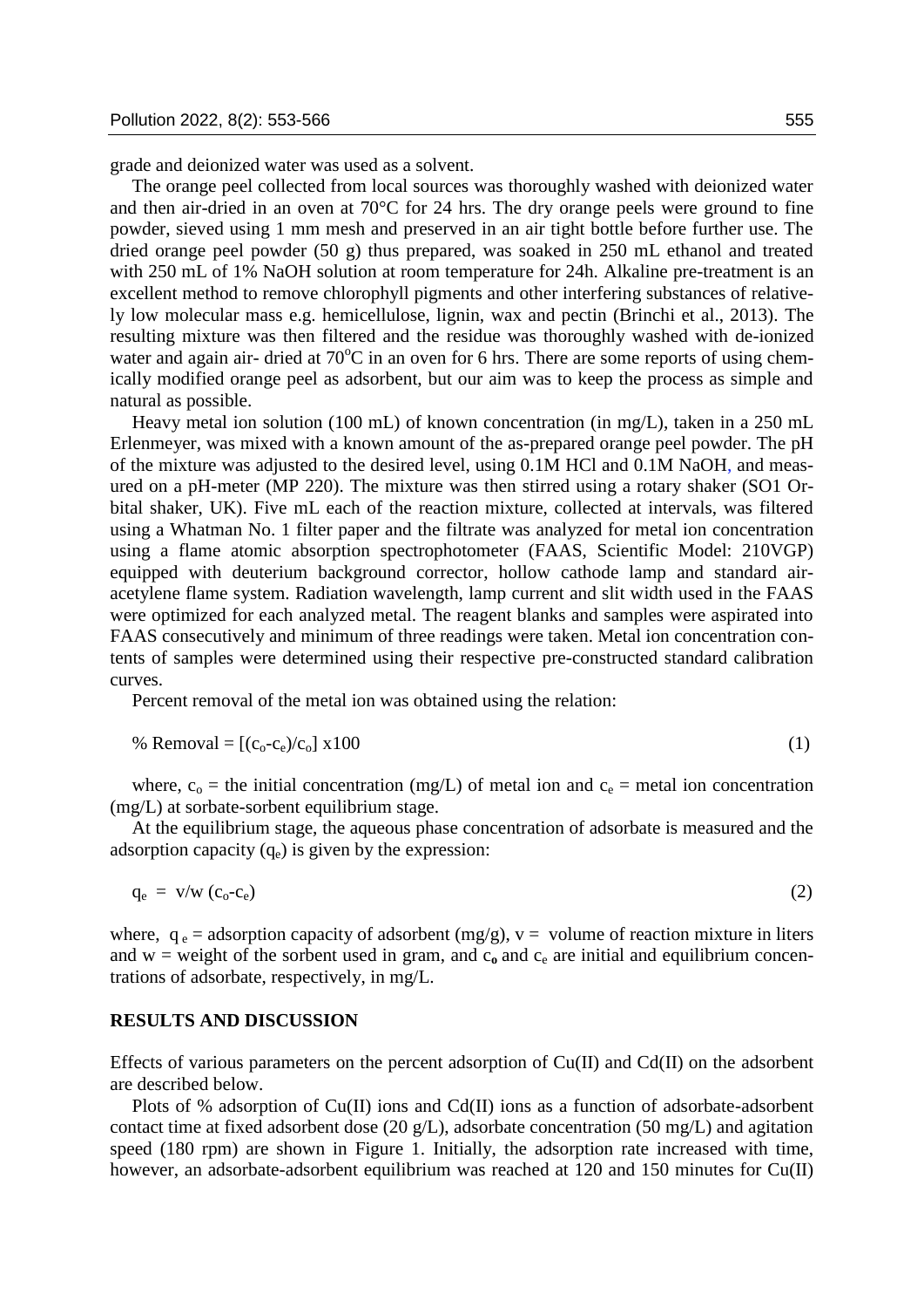grade and deionized water was used as a solvent.

The orange peel collected from local sources was thoroughly washed with deionized water and then air-dried in an oven at 70°C for 24 hrs. The dry orange peels were ground to fine powder, sieved using 1 mm mesh and preserved in an air tight bottle before further use. The dried orange peel powder (50 g) thus prepared, was soaked in 250 mL ethanol and treated with 250 mL of 1% NaOH solution at room temperature for 24h. Alkaline pre-treatment is an excellent method to remove chlorophyll pigments and other interfering substances of relatively low molecular mass e.g. hemicellulose, lignin, wax and pectin (Brinchi et al., 2013). The resulting mixture was then filtered and the residue was thoroughly washed with de-ionized water and again air- dried at 70°C in an oven for 6 hrs. There are some reports of using chemically modified orange peel as adsorbent, but our aim was to keep the process as simple and natural as possible.

Heavy metal ion solution (100 mL) of known concentration (in mg/L), taken in a 250 mL Erlenmeyer, was mixed with a known amount of the as-prepared orange peel powder. The pH of the mixture was adjusted to the desired level, using 0.1M HCl and 0.1M NaOH, and measured on a pH-meter (MP 220). The mixture was then stirred using a rotary shaker (SO1 Orbital shaker, UK). Five mL each of the reaction mixture, collected at intervals, was filtered using a Whatman No. 1 filter paper and the filtrate was analyzed for metal ion concentration using a flame atomic absorption spectrophotometer (FAAS, Scientific Model: 210VGP) equipped with deuterium background corrector, hollow cathode lamp and standard air-acetylene flame system. Radiation wavelength, lamp current and slit width used in the FAAS were optimized for each analyzed metal. The reagent blanks and samples were aspirated into FAAS consecutively and minimum of three readings were taken. Metal ion concentration contents of samples were determined using their respective pre-constructed standard calibration curves.

Percent removal of the metal ion was obtained using the relation:

$$\% \text{ Removal} = [(c_o - c_e)/c_o] \times 100 \quad (1)$$

where, $c_o$ = the initial concentration (mg/L) of metal ion and $c_e$ = metal ion concentration (mg/L) at sorbate-sorbent equilibrium stage.

At the equilibrium stage, the aqueous phase concentration of adsorbate is measured and the adsorption capacity ($q_e$) is given by the expression:

$$q_e = v/w\,(c_o - c_e) \quad (2)$$

where, $q_e$ = adsorption capacity of adsorbent (mg/g), v = volume of reaction mixture in liters and w = weight of the sorbent used in gram, and $c_o$ and $c_e$ are initial and equilibrium concentrations of adsorbate, respectively, in mg/L.

## RESULTS AND DISCUSSION

Effects of various parameters on the percent adsorption of Cu(II) and Cd(II) on the adsorbent are described below.

Plots of % adsorption of Cu(II) ions and Cd(II) ions as a function of adsorbate-adsorbent contact time at fixed adsorbent dose (20 g/L), adsorbate concentration (50 mg/L) and agitation speed (180 rpm) are shown in Figure 1. Initially, the adsorption rate increased with time, however, an adsorbate-adsorbent equilibrium was reached at 120 and 150 minutes for Cu(II)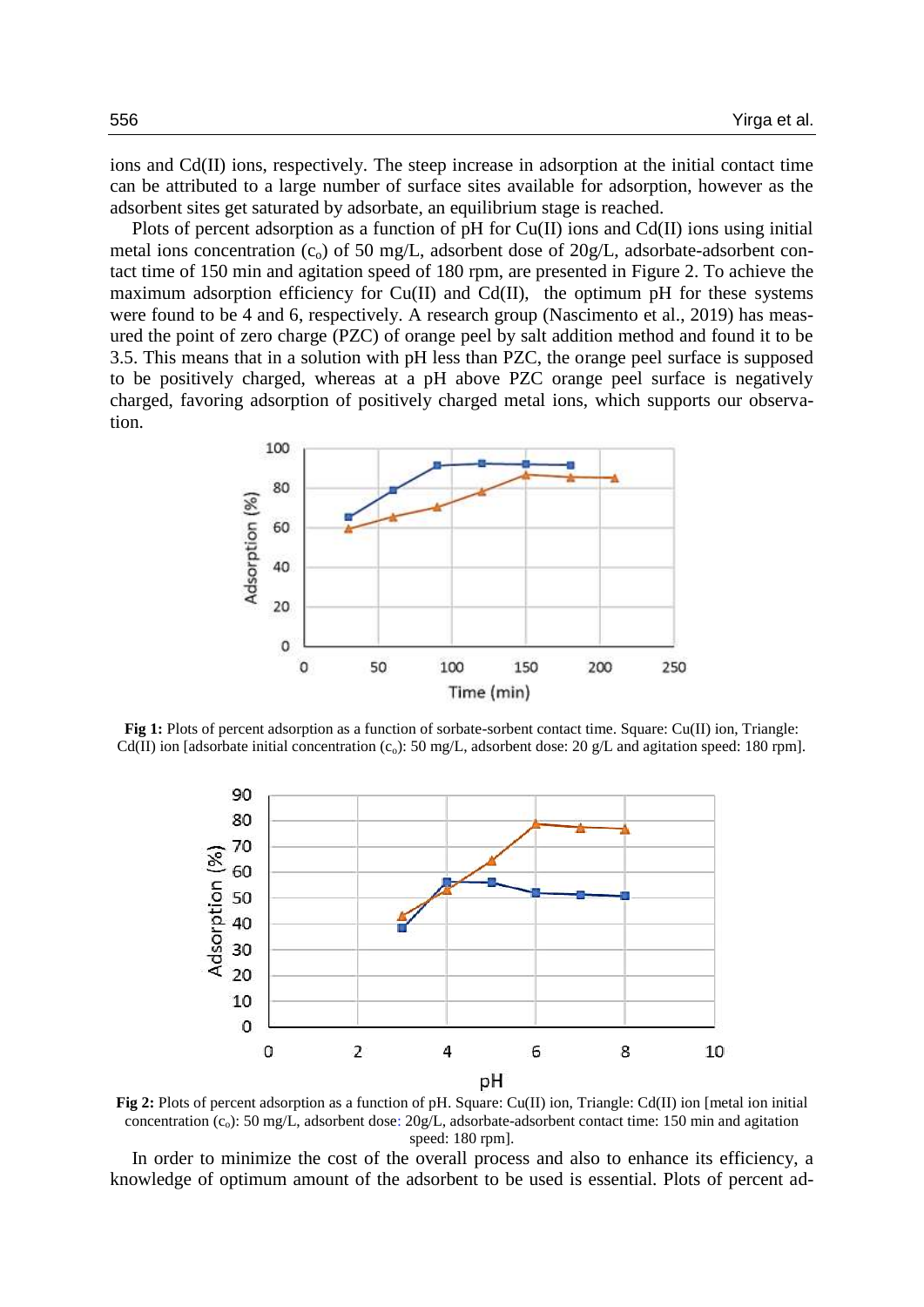ions and Cd(II) ions, respectively. The steep increase in adsorption at the initial contact time can be attributed to a large number of surface sites available for adsorption, however as the adsorbent sites get saturated by adsorbate, an equilibrium stage is reached.

Plots of percent adsorption as a function of pH for Cu(II) ions and Cd(II) ions using initial metal ions concentration ($c_o$) of 50 mg/L, adsorbent dose of 20g/L, adsorbate-adsorbent contact time of 150 min and agitation speed of 180 rpm, are presented in Figure 2. To achieve the maximum adsorption efficiency for Cu(II) and Cd(II), the optimum pH for these systems were found to be 4 and 6, respectively. A research group (Nascimento et al., 2019) has measured the point of zero charge (PZC) of orange peel by salt addition method and found it to be 3.5. This means that in a solution with pH less than PZC, the orange peel surface is supposed to be positively charged, whereas at a pH above PZC orange peel surface is negatively charged, favoring adsorption of positively charged metal ions, which supports our observation.

**Fig 1:** Plots of percent adsorption as a function of sorbate-sorbent contact time. Square: Cu(II) ion, Triangle: Cd(II) ion [adsorbate initial concentration ($c_o$): 50 mg/L, adsorbent dose: 20 g/L and agitation speed: 180 rpm].

**Fig 2:** Plots of percent adsorption as a function of pH. Square: Cu(II) ion, Triangle: Cd(II) ion [metal ion initial concentration ($c_o$): 50 mg/L, adsorbent dose: 20g/L, adsorbate-adsorbent contact time: 150 min and agitation speed: 180 rpm].

In order to minimize the cost of the overall process and also to enhance its efficiency, a knowledge of optimum amount of the adsorbent to be used is essential. Plots of percent ad-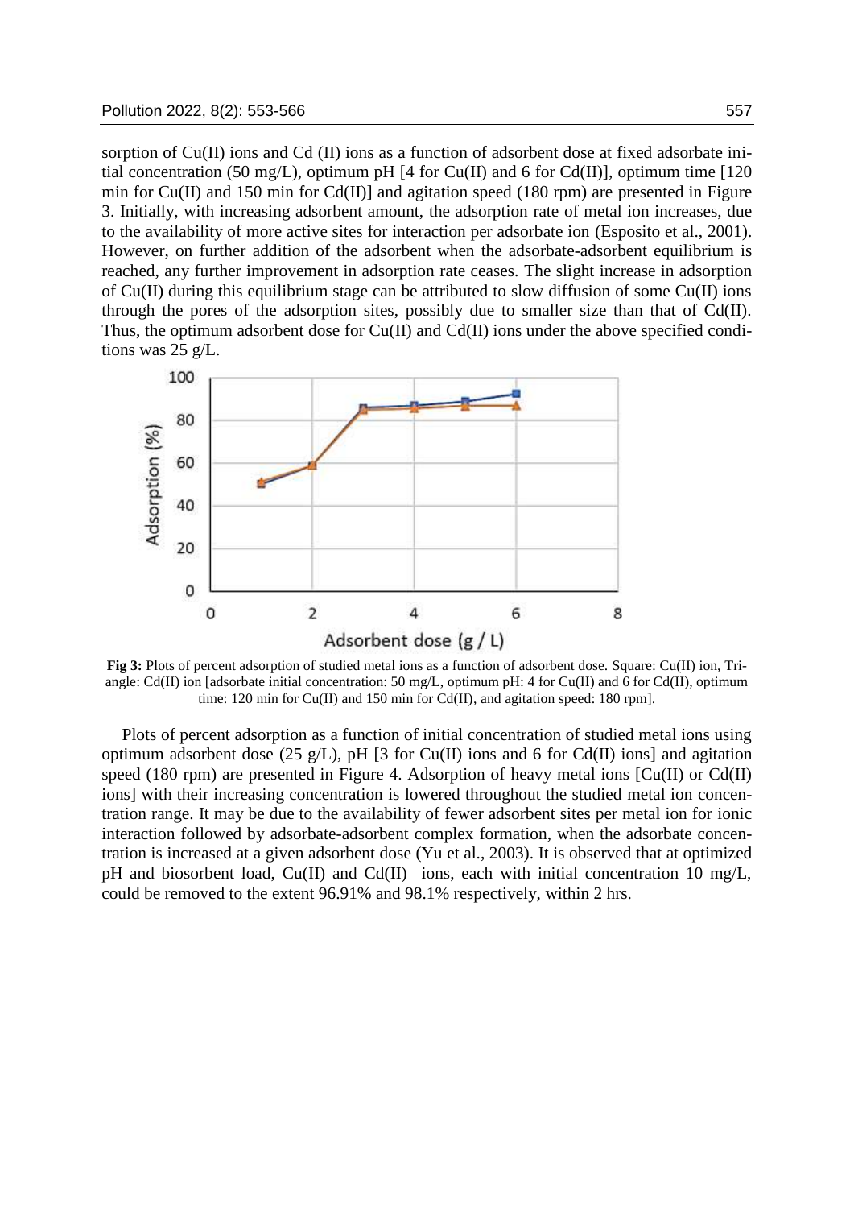sorption of Cu(II) ions and Cd (II) ions as a function of adsorbent dose at fixed adsorbate initial concentration (50 mg/L), optimum pH [4 for Cu(II) and 6 for Cd(II)], optimum time [120 min for Cu(II) and 150 min for Cd(II)] and agitation speed (180 rpm) are presented in Figure 3. Initially, with increasing adsorbent amount, the adsorption rate of metal ion increases, due to the availability of more active sites for interaction per adsorbate ion (Esposito et al., 2001). However, on further addition of the adsorbent when the adsorbate-adsorbent equilibrium is reached, any further improvement in adsorption rate ceases. The slight increase in adsorption of Cu(II) during this equilibrium stage can be attributed to slow diffusion of some Cu(II) ions through the pores of the adsorption sites, possibly due to smaller size than that of Cd(II). Thus, the optimum adsorbent dose for Cu(II) and Cd(II) ions under the above specified conditions was 25 g/L.

**Fig 3:** Plots of percent adsorption of studied metal ions as a function of adsorbent dose. Square: Cu(II) ion, Triangle: Cd(II) ion [adsorbate initial concentration: 50 mg/L, optimum pH: 4 for Cu(II) and 6 for Cd(II), optimum time: 120 min for Cu(II) and 150 min for Cd(II), and agitation speed: 180 rpm].

Plots of percent adsorption as a function of initial concentration of studied metal ions using optimum adsorbent dose (25 g/L), pH [3 for Cu(II) ions and 6 for Cd(II) ions] and agitation speed (180 rpm) are presented in Figure 4. Adsorption of heavy metal ions [Cu(II) or Cd(II) ions] with their increasing concentration is lowered throughout the studied metal ion concentration range. It may be due to the availability of fewer adsorbent sites per metal ion for ionic interaction followed by adsorbate-adsorbent complex formation, when the adsorbate concentration is increased at a given adsorbent dose (Yu et al., 2003). It is observed that at optimized pH and biosorbent load, Cu(II) and Cd(II) ions, each with initial concentration 10 mg/L, could be removed to the extent 96.91% and 98.1% respectively, within 2 hrs.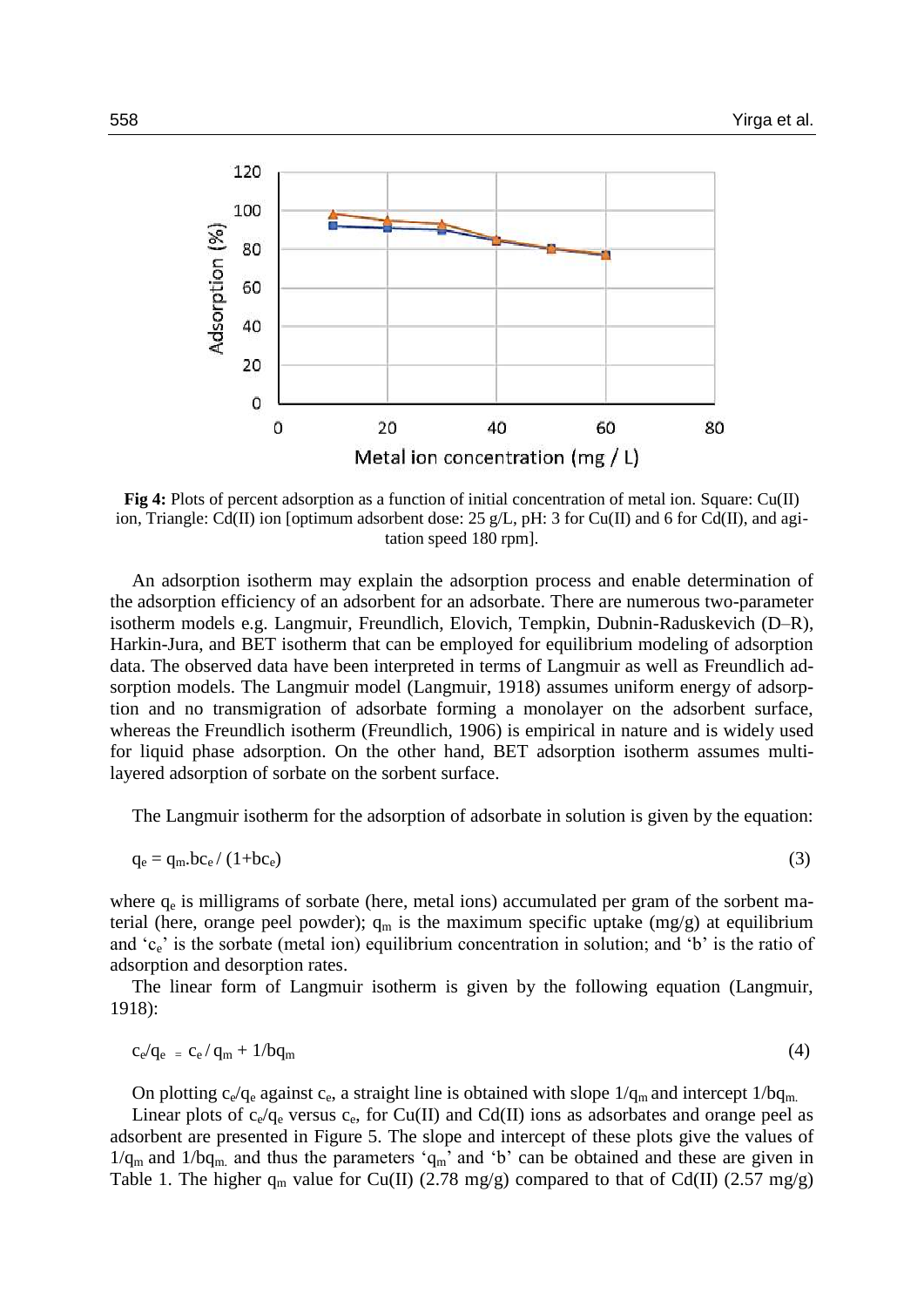**Fig 4:** Plots of percent adsorption as a function of initial concentration of metal ion. Square: Cu(II) ion, Triangle: Cd(II) ion [optimum adsorbent dose: 25 g/L, pH: 3 for Cu(II) and 6 for Cd(II), and agitation speed 180 rpm].

An adsorption isotherm may explain the adsorption process and enable determination of the adsorption efficiency of an adsorbent for an adsorbate. There are numerous two-parameter isotherm models e.g. Langmuir, Freundlich, Elovich, Tempkin, Dubnin-Raduskevich (D–R), Harkin-Jura, and BET isotherm that can be employed for equilibrium modeling of adsorption data. The observed data have been interpreted in terms of Langmuir as well as Freundlich adsorption models. The Langmuir model (Langmuir, 1918) assumes uniform energy of adsorption and no transmigration of adsorbate forming a monolayer on the adsorbent surface, whereas the Freundlich isotherm (Freundlich, 1906) is empirical in nature and is widely used for liquid phase adsorption. On the other hand, BET adsorption isotherm assumes multi-layered adsorption of sorbate on the sorbent surface.

The Langmuir isotherm for the adsorption of adsorbate in solution is given by the equation:

$$q_e = q_m . bc_e / (1+bc_e) \tag{3}$$

where $q_e$ is milligrams of sorbate (here, metal ions) accumulated per gram of the sorbent material (here, orange peel powder); $q_m$ is the maximum specific uptake (mg/g) at equilibrium and '$c_e$' is the sorbate (metal ion) equilibrium concentration in solution; and 'b' is the ratio of adsorption and desorption rates.

The linear form of Langmuir isotherm is given by the following equation (Langmuir, 1918):

$$c_e/q_e = c_e / q_m + 1/bq_m \tag{4}$$

On plotting $c_e/q_e$ against $c_e$, a straight line is obtained with slope $1/q_m$ and intercept $1/bq_m$.

Linear plots of $c_e/q_e$ versus $c_e$, for Cu(II) and Cd(II) ions as adsorbates and orange peel as adsorbent are presented in Figure 5. The slope and intercept of these plots give the values of $1/q_m$ and $1/bq_m$ and thus the parameters '$q_m$' and 'b' can be obtained and these are given in Table 1. The higher $q_m$ value for Cu(II) (2.78 mg/g) compared to that of Cd(II) (2.57 mg/g)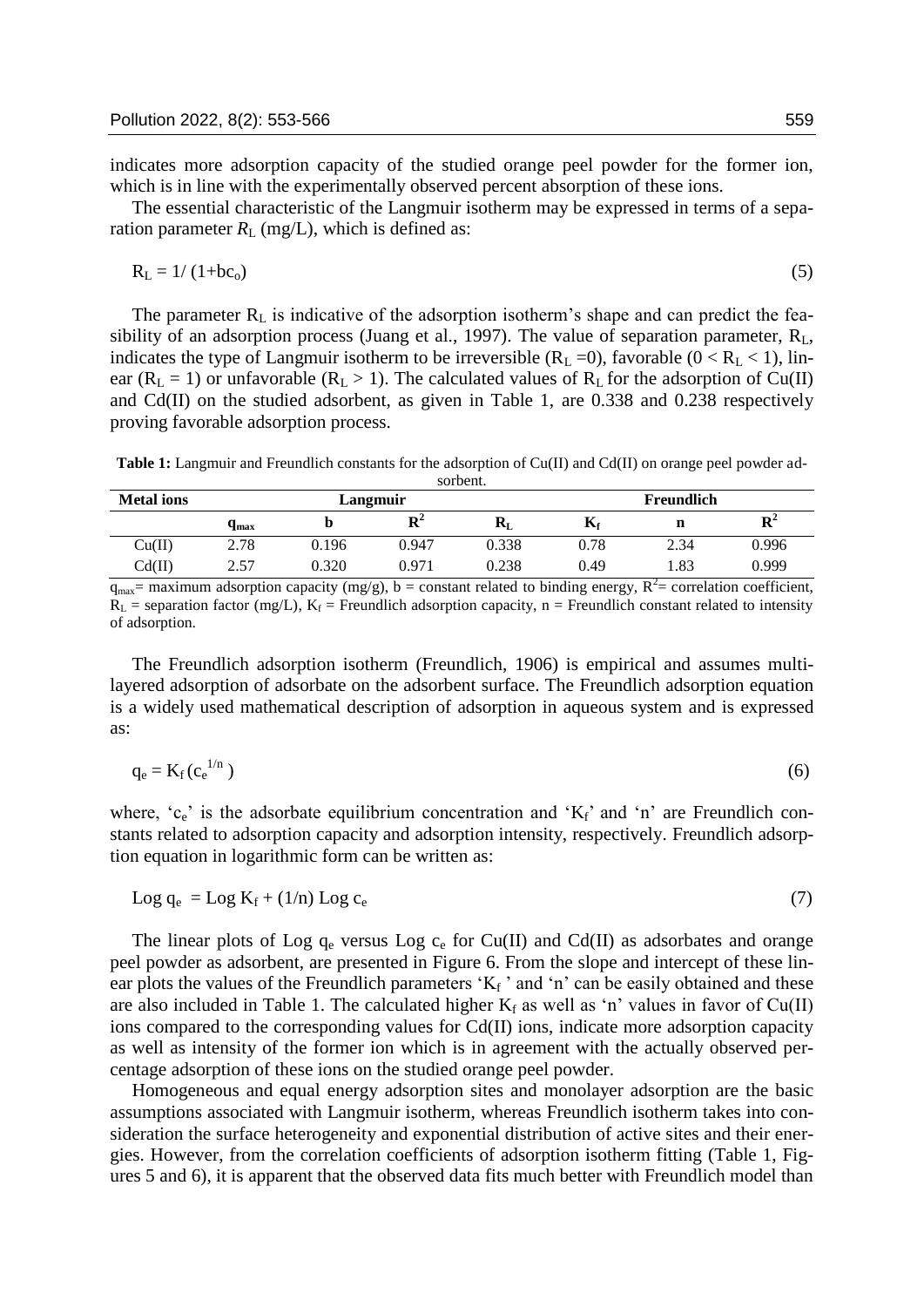indicates more adsorption capacity of the studied orange peel powder for the former ion, which is in line with the experimentally observed percent absorption of these ions.

The essential characteristic of the Langmuir isotherm may be expressed in terms of a separation parameter $R_L$ (mg/L), which is defined as:

$$R_L = 1/(1+bc_o) \tag{5}$$

The parameter $R_L$ is indicative of the adsorption isotherm's shape and can predict the feasibility of an adsorption process (Juang et al., 1997). The value of separation parameter, $R_L$, indicates the type of Langmuir isotherm to be irreversible ($R_L = 0$), favorable ($0 < R_L < 1$), linear ($R_L = 1$) or unfavorable ($R_L > 1$). The calculated values of $R_L$ for the adsorption of Cu(II) and Cd(II) on the studied adsorbent, as given in Table 1, are 0.338 and 0.238 respectively proving favorable adsorption process.

**Table 1:** Langmuir and Freundlich constants for the adsorption of Cu(II) and Cd(II) on orange peel powder adsorbent.

| Metal ions | Langmuir | | | | Freundlich | | |
|---|---|---|---|---|---|---|---|
| | $q_{max}$ | b | $R^2$ | $R_L$ | $K_f$ | n | $R^2$ |
| Cu(II) | 2.78 | 0.196 | 0.947 | 0.338 | 0.78 | 2.34 | 0.996 |
| Cd(II) | 2.57 | 0.320 | 0.971 | 0.238 | 0.49 | 1.83 | 0.999 |

$q_{max}$= maximum adsorption capacity (mg/g), b = constant related to binding energy, $R^2$= correlation coefficient, $R_L$ = separation factor (mg/L), $K_f$ = Freundlich adsorption capacity, n = Freundlich constant related to intensity of adsorption.

The Freundlich adsorption isotherm (Freundlich, 1906) is empirical and assumes multilayered adsorption of adsorbate on the adsorbent surface. The Freundlich adsorption equation is a widely used mathematical description of adsorption in aqueous system and is expressed as:

$$q_e = K_f (c_e^{1/n}) \tag{6}$$

where, '$c_e$' is the adsorbate equilibrium concentration and '$K_f$' and 'n' are Freundlich constants related to adsorption capacity and adsorption intensity, respectively. Freundlich adsorption equation in logarithmic form can be written as:

$$\text{Log } q_e = \text{Log } K_f + (1/n) \text{ Log } c_e \tag{7}$$

The linear plots of Log $q_e$ versus Log $c_e$ for Cu(II) and Cd(II) as adsorbates and orange peel powder as adsorbent, are presented in Figure 6. From the slope and intercept of these linear plots the values of the Freundlich parameters '$K_f$' and 'n' can be easily obtained and these are also included in Table 1. The calculated higher $K_f$ as well as 'n' values in favor of Cu(II) ions compared to the corresponding values for Cd(II) ions, indicate more adsorption capacity as well as intensity of the former ion which is in agreement with the actually observed percentage adsorption of these ions on the studied orange peel powder.

Homogeneous and equal energy adsorption sites and monolayer adsorption are the basic assumptions associated with Langmuir isotherm, whereas Freundlich isotherm takes into consideration the surface heterogeneity and exponential distribution of active sites and their energies. However, from the correlation coefficients of adsorption isotherm fitting (Table 1, Figures 5 and 6), it is apparent that the observed data fits much better with Freundlich model than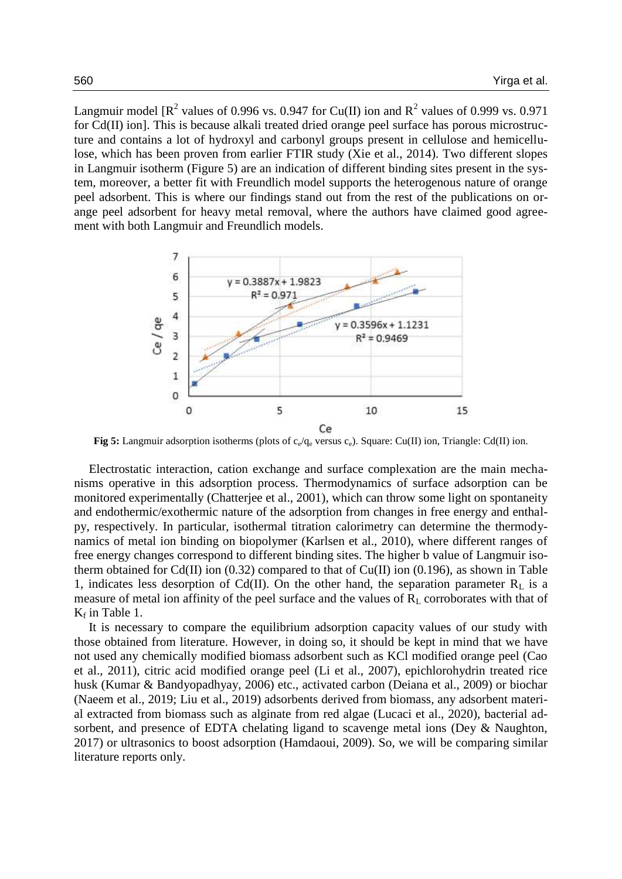Langmuir model [$R^2$ values of 0.996 vs. 0.947 for Cu(II) ion and $R^2$ values of 0.999 vs. 0.971 for Cd(II) ion]. This is because alkali treated dried orange peel surface has porous microstructure and contains a lot of hydroxyl and carbonyl groups present in cellulose and hemicellulose, which has been proven from earlier FTIR study (Xie et al., 2014). Two different slopes in Langmuir isotherm (Figure 5) are an indication of different binding sites present in the system, moreover, a better fit with Freundlich model supports the heterogenous nature of orange peel adsorbent. This is where our findings stand out from the rest of the publications on orange peel adsorbent for heavy metal removal, where the authors have claimed good agreement with both Langmuir and Freundlich models.

**Fig 5:** Langmuir adsorption isotherms (plots of $c_e/q_e$ versus $c_e$). Square: Cu(II) ion, Triangle: Cd(II) ion.

Electrostatic interaction, cation exchange and surface complexation are the main mechanisms operative in this adsorption process. Thermodynamics of surface adsorption can be monitored experimentally (Chatterjee et al., 2001), which can throw some light on spontaneity and endothermic/exothermic nature of the adsorption from changes in free energy and enthalpy, respectively. In particular, isothermal titration calorimetry can determine the thermodynamics of metal ion binding on biopolymer (Karlsen et al., 2010), where different ranges of free energy changes correspond to different binding sites. The higher b value of Langmuir isotherm obtained for Cd(II) ion (0.32) compared to that of Cu(II) ion (0.196), as shown in Table 1, indicates less desorption of Cd(II). On the other hand, the separation parameter $R_L$ is a measure of metal ion affinity of the peel surface and the values of $R_L$ corroborates with that of $K_f$ in Table 1.

It is necessary to compare the equilibrium adsorption capacity values of our study with those obtained from literature. However, in doing so, it should be kept in mind that we have not used any chemically modified biomass adsorbent such as KCl modified orange peel (Cao et al., 2011), citric acid modified orange peel (Li et al., 2007), epichlorohydrin treated rice husk (Kumar & Bandyopadhyay, 2006) etc., activated carbon (Deiana et al., 2009) or biochar (Naeem et al., 2019; Liu et al., 2019) adsorbents derived from biomass, any adsorbent material extracted from biomass such as alginate from red algae (Lucaci et al., 2020), bacterial adsorbent, and presence of EDTA chelating ligand to scavenge metal ions (Dey & Naughton, 2017) or ultrasonics to boost adsorption (Hamdaoui, 2009). So, we will be comparing similar literature reports only.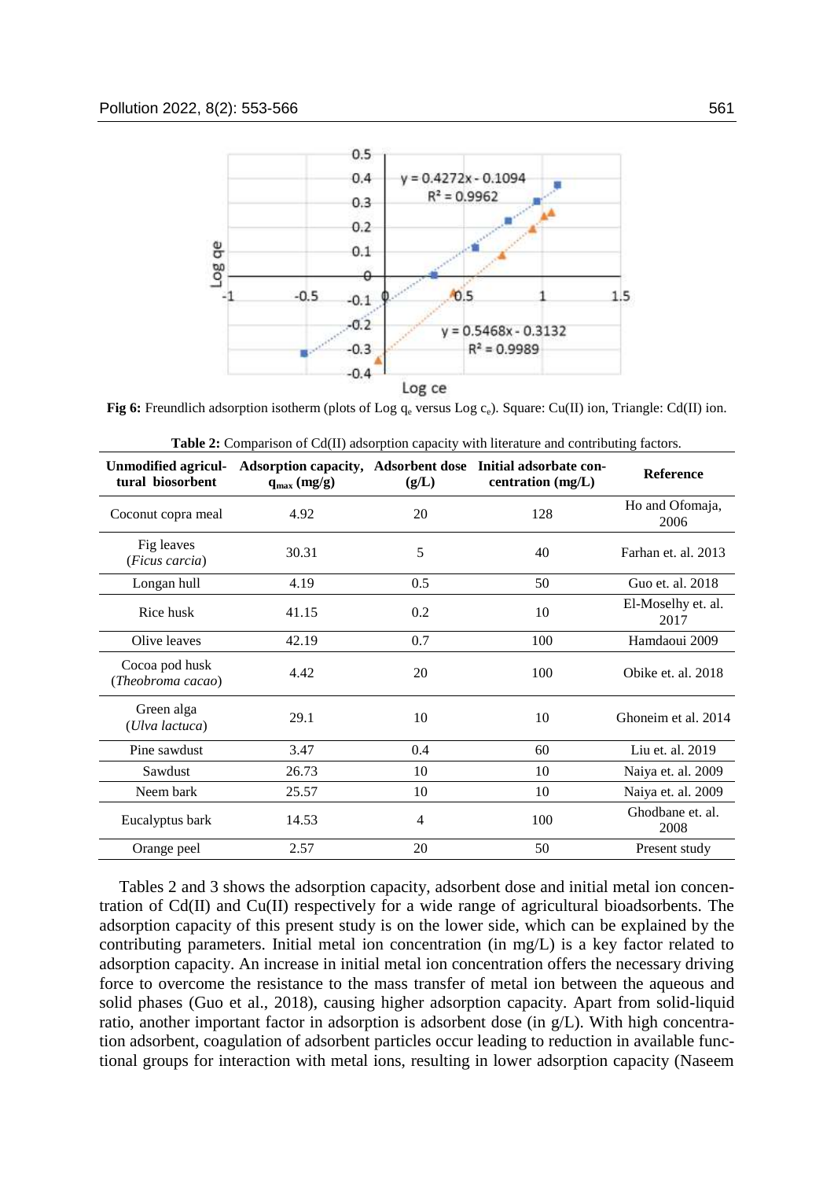Fig 6: Freundlich adsorption isotherm (plots of Log $q_e$ versus Log $c_e$). Square: Cu(II) ion, Triangle: Cd(II) ion.

**Table 2:** Comparison of Cd(II) adsorption capacity with literature and contributing factors.

| Unmodified agricultural biosorbent | Adsorption capacity, $q_{max}$ (mg/g) | Adsorbent dose (g/L) | Initial adsorbate concentration (mg/L) | Reference |
|---|---|---|---|---|
| Coconut copra meal | 4.92 | 20 | 128 | Ho and Ofomaja, 2006 |
| Fig leaves (*Ficus carcia*) | 30.31 | 5 | 40 | Farhan et. al. 2013 |
| Longan hull | 4.19 | 0.5 | 50 | Guo et. al. 2018 |
| Rice husk | 41.15 | 0.2 | 10 | El-Moselhy et. al. 2017 |
| Olive leaves | 42.19 | 0.7 | 100 | Hamdaoui 2009 |
| Cocoa pod husk (*Theobroma cacao*) | 4.42 | 20 | 100 | Obike et. al. 2018 |
| Green alga (*Ulva lactuca*) | 29.1 | 10 | 10 | Ghoneim et al. 2014 |
| Pine sawdust | 3.47 | 0.4 | 60 | Liu et. al. 2019 |
| Sawdust | 26.73 | 10 | 10 | Naiya et. al. 2009 |
| Neem bark | 25.57 | 10 | 10 | Naiya et. al. 2009 |
| Eucalyptus bark | 14.53 | 4 | 100 | Ghodbane et. al. 2008 |
| Orange peel | 2.57 | 20 | 50 | Present study |

Tables 2 and 3 shows the adsorption capacity, adsorbent dose and initial metal ion concentration of Cd(II) and Cu(II) respectively for a wide range of agricultural bioadsorbents. The adsorption capacity of this present study is on the lower side, which can be explained by the contributing parameters. Initial metal ion concentration (in mg/L) is a key factor related to adsorption capacity. An increase in initial metal ion concentration offers the necessary driving force to overcome the resistance to the mass transfer of metal ion between the aqueous and solid phases (Guo et al., 2018), causing higher adsorption capacity. Apart from solid-liquid ratio, another important factor in adsorption is adsorbent dose (in g/L). With high concentration adsorbent, coagulation of adsorbent particles occur leading to reduction in available functional groups for interaction with metal ions, resulting in lower adsorption capacity (Naseem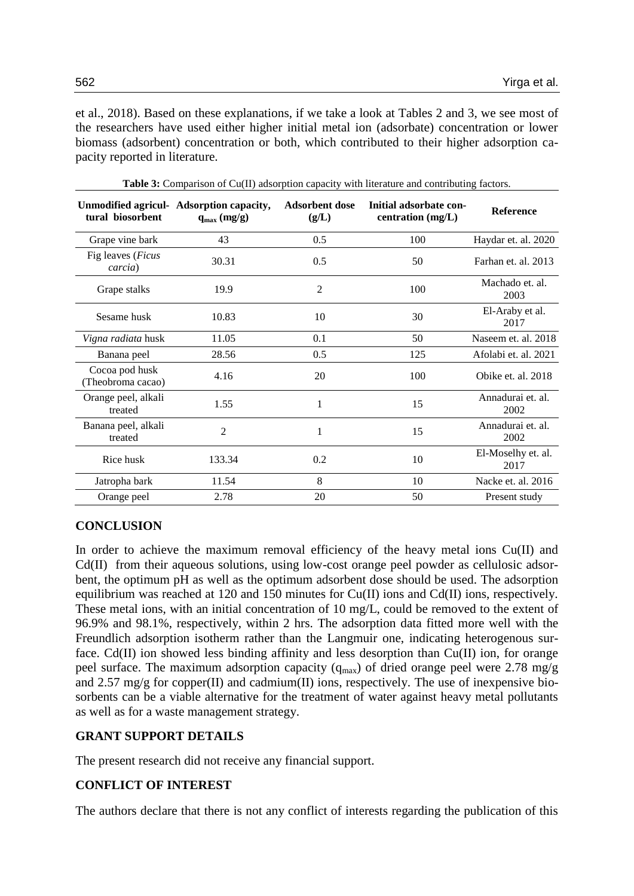et al., 2018). Based on these explanations, if we take a look at Tables 2 and 3, we see most of the researchers have used either higher initial metal ion (adsorbate) concentration or lower biomass (adsorbent) concentration or both, which contributed to their higher adsorption capacity reported in literature.

**Table 3:** Comparison of Cu(II) adsorption capacity with literature and contributing factors.

| Unmodified agricultural biosorbent | Adsorption capacity, $q_{max}$ (mg/g) | Adsorbent dose (g/L) | Initial adsorbate concentration (mg/L) | Reference |
|---|---|---|---|---|
| Grape vine bark | 43 | 0.5 | 100 | Haydar et. al. 2020 |
| Fig leaves (*Ficus carcia*) | 30.31 | 0.5 | 50 | Farhan et. al. 2013 |
| Grape stalks | 19.9 | 2 | 100 | Machado et. al. 2003 |
| Sesame husk | 10.83 | 10 | 30 | El-Araby et al. 2017 |
| *Vigna radiata* husk | 11.05 | 0.1 | 50 | Naseem et. al. 2018 |
| Banana peel | 28.56 | 0.5 | 125 | Afolabi et. al. 2021 |
| Cocoa pod husk (Theobroma cacao) | 4.16 | 20 | 100 | Obike et. al. 2018 |
| Orange peel, alkali treated | 1.55 | 1 | 15 | Annadurai et. al. 2002 |
| Banana peel, alkali treated | 2 | 1 | 15 | Annadurai et. al. 2002 |
| Rice husk | 133.34 | 0.2 | 10 | El-Moselhy et. al. 2017 |
| Jatropha bark | 11.54 | 8 | 10 | Nacke et. al. 2016 |
| Orange peel | 2.78 | 20 | 50 | Present study |

## CONCLUSION

In order to achieve the maximum removal efficiency of the heavy metal ions Cu(II) and Cd(II) from their aqueous solutions, using low-cost orange peel powder as cellulosic adsorbent, the optimum pH as well as the optimum adsorbent dose should be used. The adsorption equilibrium was reached at 120 and 150 minutes for Cu(II) ions and Cd(II) ions, respectively. These metal ions, with an initial concentration of 10 mg/L, could be removed to the extent of 96.9% and 98.1%, respectively, within 2 hrs. The adsorption data fitted more well with the Freundlich adsorption isotherm rather than the Langmuir one, indicating heterogenous surface. Cd(II) ion showed less binding affinity and less desorption than Cu(II) ion, for orange peel surface. The maximum adsorption capacity ($q_{max}$) of dried orange peel were 2.78 mg/g and 2.57 mg/g for copper(II) and cadmium(II) ions, respectively. The use of inexpensive biosorbents can be a viable alternative for the treatment of water against heavy metal pollutants as well as for a waste management strategy.

## GRANT SUPPORT DETAILS

The present research did not receive any financial support.

## CONFLICT OF INTEREST

The authors declare that there is not any conflict of interests regarding the publication of this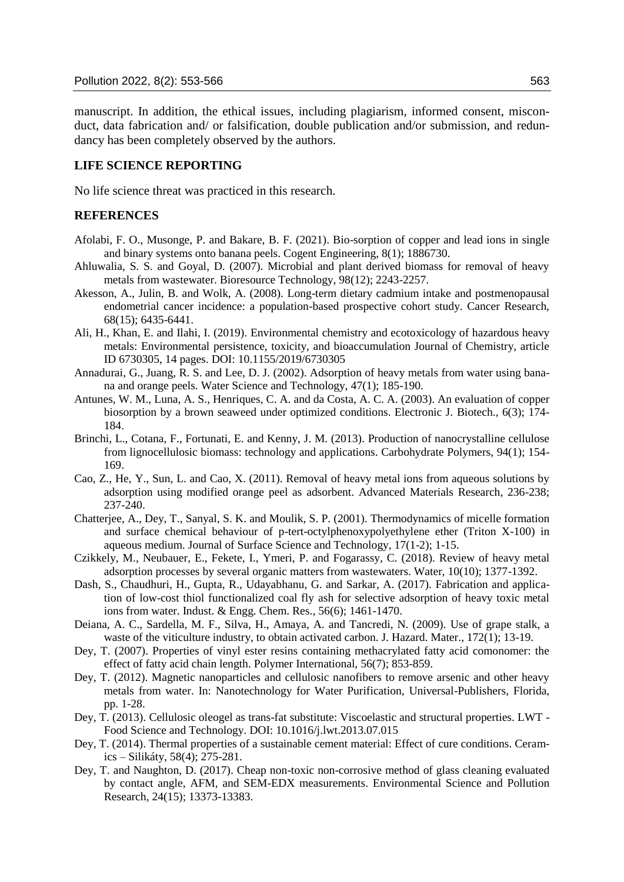manuscript. In addition, the ethical issues, including plagiarism, informed consent, misconduct, data fabrication and/ or falsification, double publication and/or submission, and redundancy has been completely observed by the authors.

## LIFE SCIENCE REPORTING

No life science threat was practiced in this research.

## REFERENCES

Afolabi, F. O., Musonge, P. and Bakare, B. F. (2021). Bio-sorption of copper and lead ions in single and binary systems onto banana peels. Cogent Engineering, 8(1); 1886730.

Ahluwalia, S. S. and Goyal, D. (2007). Microbial and plant derived biomass for removal of heavy metals from wastewater. Bioresource Technology, 98(12); 2243-2257.

Akesson, A., Julin, B. and Wolk, A. (2008). Long-term dietary cadmium intake and postmenopausal endometrial cancer incidence: a population-based prospective cohort study. Cancer Research, 68(15); 6435-6441.

Ali, H., Khan, E. and Ilahi, I. (2019). Environmental chemistry and ecotoxicology of hazardous heavy metals: Environmental persistence, toxicity, and bioaccumulation Journal of Chemistry, article ID 6730305, 14 pages. DOI: 10.1155/2019/6730305

Annadurai, G., Juang, R. S. and Lee, D. J. (2002). Adsorption of heavy metals from water using banana and orange peels. Water Science and Technology, 47(1); 185-190.

Antunes, W. M., Luna, A. S., Henriques, C. A. and da Costa, A. C. A. (2003). An evaluation of copper biosorption by a brown seaweed under optimized conditions. Electronic J. Biotech., 6(3); 174-184.

Brinchi, L., Cotana, F., Fortunati, E. and Kenny, J. M. (2013). Production of nanocrystalline cellulose from lignocellulosic biomass: technology and applications. Carbohydrate Polymers, 94(1); 154-169.

Cao, Z., He, Y., Sun, L. and Cao, X. (2011). Removal of heavy metal ions from aqueous solutions by adsorption using modified orange peel as adsorbent. Advanced Materials Research, 236-238; 237-240.

Chatterjee, A., Dey, T., Sanyal, S. K. and Moulik, S. P. (2001). Thermodynamics of micelle formation and surface chemical behaviour of p-tert-octylphenoxypolyethylene ether (Triton X-100) in aqueous medium. Journal of Surface Science and Technology, 17(1-2); 1-15.

Czikkely, M., Neubauer, E., Fekete, I., Ymeri, P. and Fogarassy, C. (2018). Review of heavy metal adsorption processes by several organic matters from wastewaters. Water, 10(10); 1377-1392.

Dash, S., Chaudhuri, H., Gupta, R., Udayabhanu, G. and Sarkar, A. (2017). Fabrication and application of low-cost thiol functionalized coal fly ash for selective adsorption of heavy toxic metal ions from water. Indust. & Engg. Chem. Res., 56(6); 1461-1470.

Deiana, A. C., Sardella, M. F., Silva, H., Amaya, A. and Tancredi, N. (2009). Use of grape stalk, a waste of the viticulture industry, to obtain activated carbon. J. Hazard. Mater., 172(1); 13-19.

Dey, T. (2007). Properties of vinyl ester resins containing methacrylated fatty acid comonomer: the effect of fatty acid chain length. Polymer International, 56(7); 853-859.

Dey, T. (2012). Magnetic nanoparticles and cellulosic nanofibers to remove arsenic and other heavy metals from water. In: Nanotechnology for Water Purification, Universal-Publishers, Florida, pp. 1-28.

Dey, T. (2013). Cellulosic oleogel as trans-fat substitute: Viscoelastic and structural properties. LWT - Food Science and Technology. DOI: 10.1016/j.lwt.2013.07.015

Dey, T. (2014). Thermal properties of a sustainable cement material: Effect of cure conditions. Ceramics – Silikáty, 58(4); 275-281.

Dey, T. and Naughton, D. (2017). Cheap non-toxic non-corrosive method of glass cleaning evaluated by contact angle, AFM, and SEM-EDX measurements. Environmental Science and Pollution Research, 24(15); 13373-13383.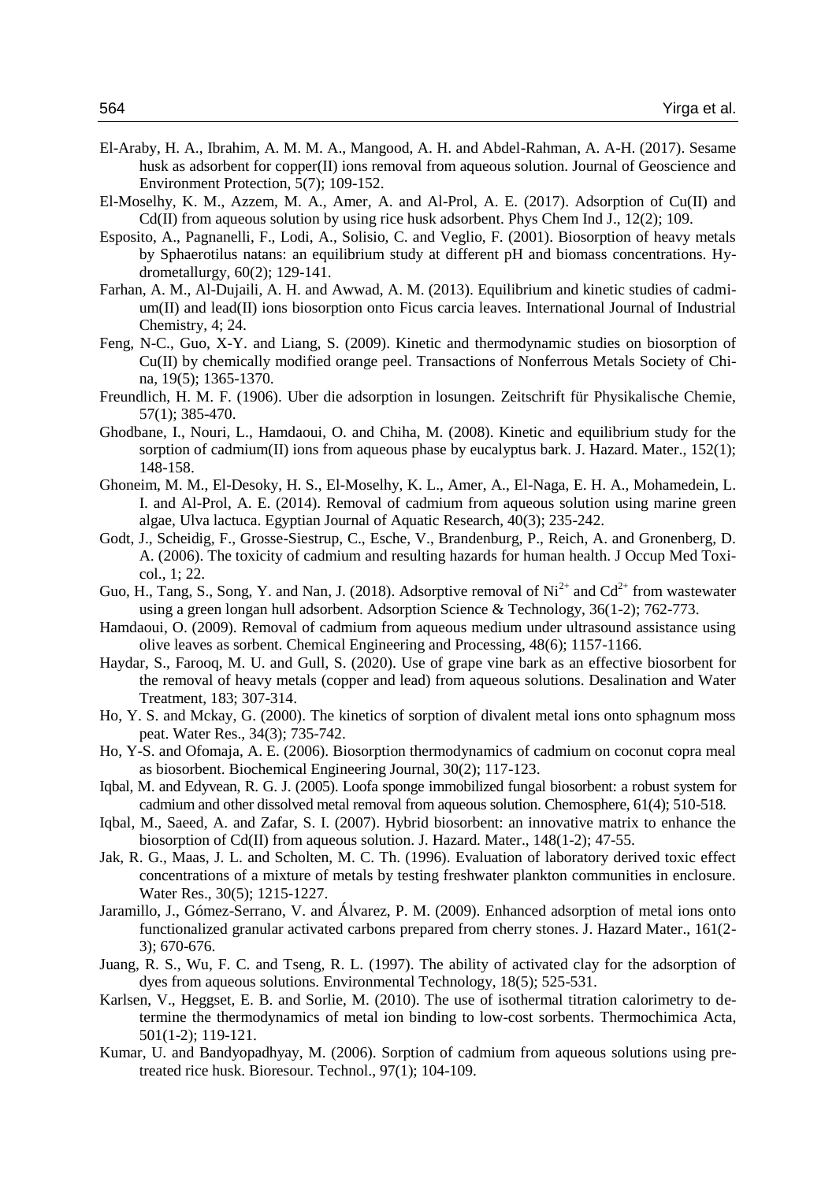El-Araby, H. A., Ibrahim, A. M. M. A., Mangood, A. H. and Abdel-Rahman, A. A-H. (2017). Sesame husk as adsorbent for copper(II) ions removal from aqueous solution. Journal of Geoscience and Environment Protection, 5(7); 109-152.

El-Moselhy, K. M., Azzem, M. A., Amer, A. and Al-Prol, A. E. (2017). Adsorption of Cu(II) and Cd(II) from aqueous solution by using rice husk adsorbent. Phys Chem Ind J., 12(2); 109.

Esposito, A., Pagnanelli, F., Lodi, A., Solisio, C. and Veglio, F. (2001). Biosorption of heavy metals by Sphaerotilus natans: an equilibrium study at different pH and biomass concentrations. Hydrometallurgy, 60(2); 129-141.

Farhan, A. M., Al-Dujaili, A. H. and Awwad, A. M. (2013). Equilibrium and kinetic studies of cadmium(II) and lead(II) ions biosorption onto Ficus carcia leaves. International Journal of Industrial Chemistry, 4; 24.

Feng, N-C., Guo, X-Y. and Liang, S. (2009). Kinetic and thermodynamic studies on biosorption of Cu(II) by chemically modified orange peel. Transactions of Nonferrous Metals Society of China, 19(5); 1365-1370.

Freundlich, H. M. F. (1906). Uber die adsorption in losungen. Zeitschrift für Physikalische Chemie, 57(1); 385-470.

Ghodbane, I., Nouri, L., Hamdaoui, O. and Chiha, M. (2008). Kinetic and equilibrium study for the sorption of cadmium(II) ions from aqueous phase by eucalyptus bark. J. Hazard. Mater., 152(1); 148-158.

Ghoneim, M. M., El-Desoky, H. S., El-Moselhy, K. L., Amer, A., El-Naga, E. H. A., Mohamedein, L. I. and Al-Prol, A. E. (2014). Removal of cadmium from aqueous solution using marine green algae, Ulva lactuca. Egyptian Journal of Aquatic Research, 40(3); 235-242.

Godt, J., Scheidig, F., Grosse-Siestrup, C., Esche, V., Brandenburg, P., Reich, A. and Gronenberg, D. A. (2006). The toxicity of cadmium and resulting hazards for human health. J Occup Med Toxicol., 1; 22.

Guo, H., Tang, S., Song, Y. and Nan, J. (2018). Adsorptive removal of $Ni^{2+}$ and $Cd^{2+}$ from wastewater using a green longan hull adsorbent. Adsorption Science & Technology, 36(1-2); 762-773.

Hamdaoui, O. (2009). Removal of cadmium from aqueous medium under ultrasound assistance using olive leaves as sorbent. Chemical Engineering and Processing, 48(6); 1157-1166.

Haydar, S., Farooq, M. U. and Gull, S. (2020). Use of grape vine bark as an effective biosorbent for the removal of heavy metals (copper and lead) from aqueous solutions. Desalination and Water Treatment, 183; 307-314.

Ho, Y. S. and Mckay, G. (2000). The kinetics of sorption of divalent metal ions onto sphagnum moss peat. Water Res., 34(3); 735-742.

Ho, Y-S. and Ofomaja, A. E. (2006). Biosorption thermodynamics of cadmium on coconut copra meal as biosorbent. Biochemical Engineering Journal, 30(2); 117-123.

Iqbal, M. and Edyvean, R. G. J. (2005). Loofa sponge immobilized fungal biosorbent: a robust system for cadmium and other dissolved metal removal from aqueous solution. Chemosphere, 61(4); 510-518.

Iqbal, M., Saeed, A. and Zafar, S. I. (2007). Hybrid biosorbent: an innovative matrix to enhance the biosorption of Cd(II) from aqueous solution. J. Hazard. Mater., 148(1-2); 47-55.

Jak, R. G., Maas, J. L. and Scholten, M. C. Th. (1996). Evaluation of laboratory derived toxic effect concentrations of a mixture of metals by testing freshwater plankton communities in enclosure. Water Res., 30(5); 1215-1227.

Jaramillo, J., Gómez-Serrano, V. and Álvarez, P. M. (2009). Enhanced adsorption of metal ions onto functionalized granular activated carbons prepared from cherry stones. J. Hazard Mater., 161(2-3); 670-676.

Juang, R. S., Wu, F. C. and Tseng, R. L. (1997). The ability of activated clay for the adsorption of dyes from aqueous solutions. Environmental Technology, 18(5); 525-531.

Karlsen, V., Heggset, E. B. and Sorlie, M. (2010). The use of isothermal titration calorimetry to determine the thermodynamics of metal ion binding to low-cost sorbents. Thermochimica Acta, 501(1-2); 119-121.

Kumar, U. and Bandyopadhyay, M. (2006). Sorption of cadmium from aqueous solutions using pretreated rice husk. Bioresour. Technol., 97(1); 104-109.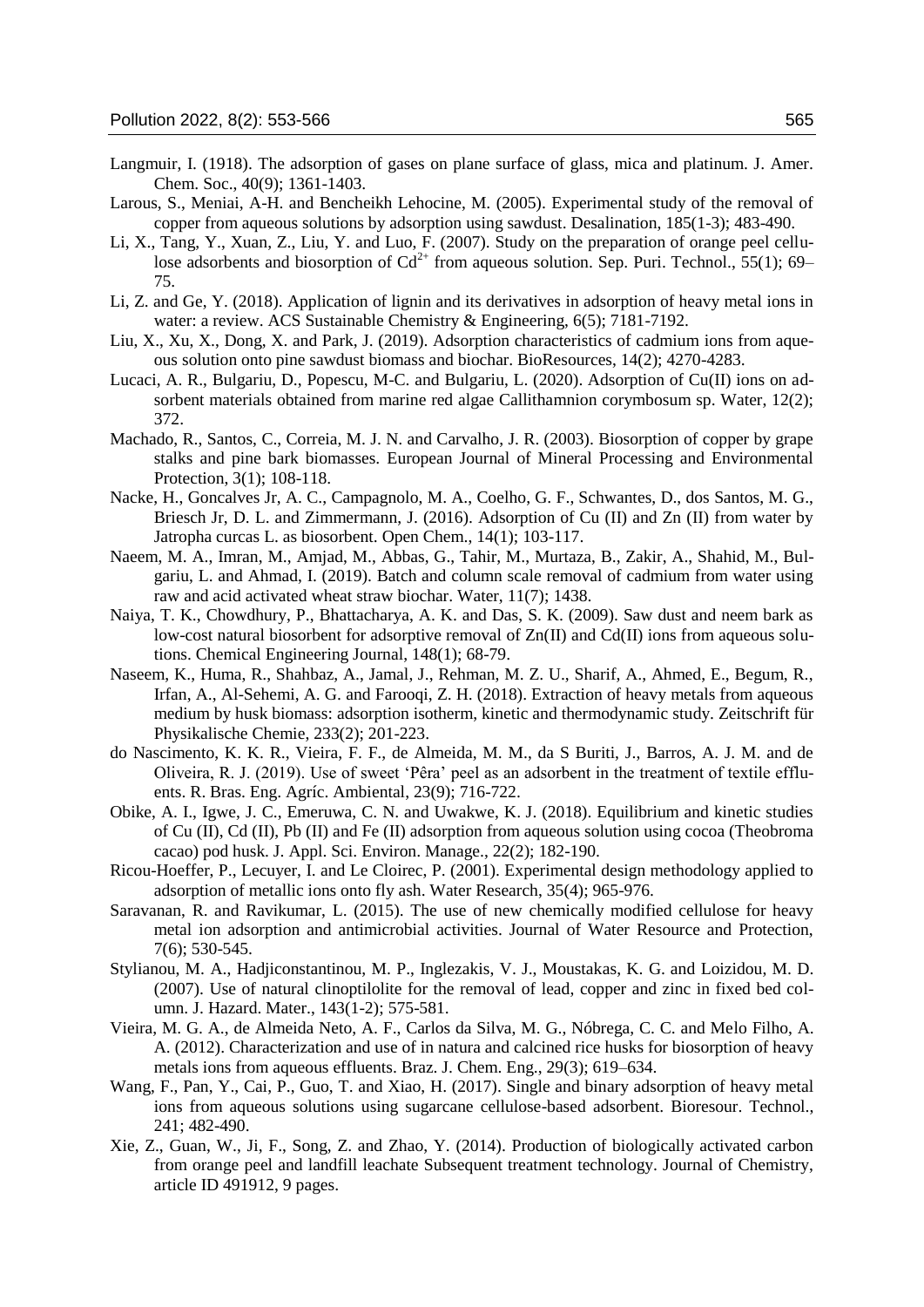Langmuir, I. (1918). The adsorption of gases on plane surface of glass, mica and platinum. J. Amer. Chem. Soc., 40(9); 1361-1403.

Larous, S., Meniai, A-H. and Bencheikh Lehocine, M. (2005). Experimental study of the removal of copper from aqueous solutions by adsorption using sawdust. Desalination, 185(1-3); 483-490.

Li, X., Tang, Y., Xuan, Z., Liu, Y. and Luo, F. (2007). Study on the preparation of orange peel cellulose adsorbents and biosorption of $Cd^{2+}$ from aqueous solution. Sep. Puri. Technol., 55(1); 69–75.

Li, Z. and Ge, Y. (2018). Application of lignin and its derivatives in adsorption of heavy metal ions in water: a review. ACS Sustainable Chemistry & Engineering, 6(5); 7181-7192.

Liu, X., Xu, X., Dong, X. and Park, J. (2019). Adsorption characteristics of cadmium ions from aqueous solution onto pine sawdust biomass and biochar. BioResources, 14(2); 4270-4283.

Lucaci, A. R., Bulgariu, D., Popescu, M-C. and Bulgariu, L. (2020). Adsorption of Cu(II) ions on adsorbent materials obtained from marine red algae Callithamnion corymbosum sp. Water, 12(2); 372.

Machado, R., Santos, C., Correia, M. J. N. and Carvalho, J. R. (2003). Biosorption of copper by grape stalks and pine bark biomasses. European Journal of Mineral Processing and Environmental Protection, 3(1); 108-118.

Nacke, H., Goncalves Jr, A. C., Campagnolo, M. A., Coelho, G. F., Schwantes, D., dos Santos, M. G., Briesch Jr, D. L. and Zimmermann, J. (2016). Adsorption of Cu (II) and Zn (II) from water by Jatropha curcas L. as biosorbent. Open Chem., 14(1); 103-117.

Naeem, M. A., Imran, M., Amjad, M., Abbas, G., Tahir, M., Murtaza, B., Zakir, A., Shahid, M., Bulgariu, L. and Ahmad, I. (2019). Batch and column scale removal of cadmium from water using raw and acid activated wheat straw biochar. Water, 11(7); 1438.

Naiya, T. K., Chowdhury, P., Bhattacharya, A. K. and Das, S. K. (2009). Saw dust and neem bark as low-cost natural biosorbent for adsorptive removal of Zn(II) and Cd(II) ions from aqueous solutions. Chemical Engineering Journal, 148(1); 68-79.

Naseem, K., Huma, R., Shahbaz, A., Jamal, J., Rehman, M. Z. U., Sharif, A., Ahmed, E., Begum, R., Irfan, A., Al-Sehemi, A. G. and Farooqi, Z. H. (2018). Extraction of heavy metals from aqueous medium by husk biomass: adsorption isotherm, kinetic and thermodynamic study. Zeitschrift für Physikalische Chemie, 233(2); 201-223.

do Nascimento, K. K. R., Vieira, F. F., de Almeida, M. M., da S Buriti, J., Barros, A. J. M. and de Oliveira, R. J. (2019). Use of sweet 'Pêra' peel as an adsorbent in the treatment of textile effluents. R. Bras. Eng. Agríc. Ambiental, 23(9); 716-722.

Obike, A. I., Igwe, J. C., Emeruwa, C. N. and Uwakwe, K. J. (2018). Equilibrium and kinetic studies of Cu (II), Cd (II), Pb (II) and Fe (II) adsorption from aqueous solution using cocoa (Theobroma cacao) pod husk. J. Appl. Sci. Environ. Manage., 22(2); 182-190.

Ricou-Hoeffer, P., Lecuyer, I. and Le Cloirec, P. (2001). Experimental design methodology applied to adsorption of metallic ions onto fly ash. Water Research, 35(4); 965-976.

Saravanan, R. and Ravikumar, L. (2015). The use of new chemically modified cellulose for heavy metal ion adsorption and antimicrobial activities. Journal of Water Resource and Protection, 7(6); 530-545.

Stylianou, M. A., Hadjiconstantinou, M. P., Inglezakis, V. J., Moustakas, K. G. and Loizidou, M. D. (2007). Use of natural clinoptilolite for the removal of lead, copper and zinc in fixed bed column. J. Hazard. Mater., 143(1-2); 575-581.

Vieira, M. G. A., de Almeida Neto, A. F., Carlos da Silva, M. G., Nóbrega, C. C. and Melo Filho, A. A. (2012). Characterization and use of in natura and calcined rice husks for biosorption of heavy metals ions from aqueous effluents. Braz. J. Chem. Eng., 29(3); 619–634.

Wang, F., Pan, Y., Cai, P., Guo, T. and Xiao, H. (2017). Single and binary adsorption of heavy metal ions from aqueous solutions using sugarcane cellulose-based adsorbent. Bioresour. Technol., 241; 482-490.

Xie, Z., Guan, W., Ji, F., Song, Z. and Zhao, Y. (2014). Production of biologically activated carbon from orange peel and landfill leachate Subsequent treatment technology. Journal of Chemistry, article ID 491912, 9 pages.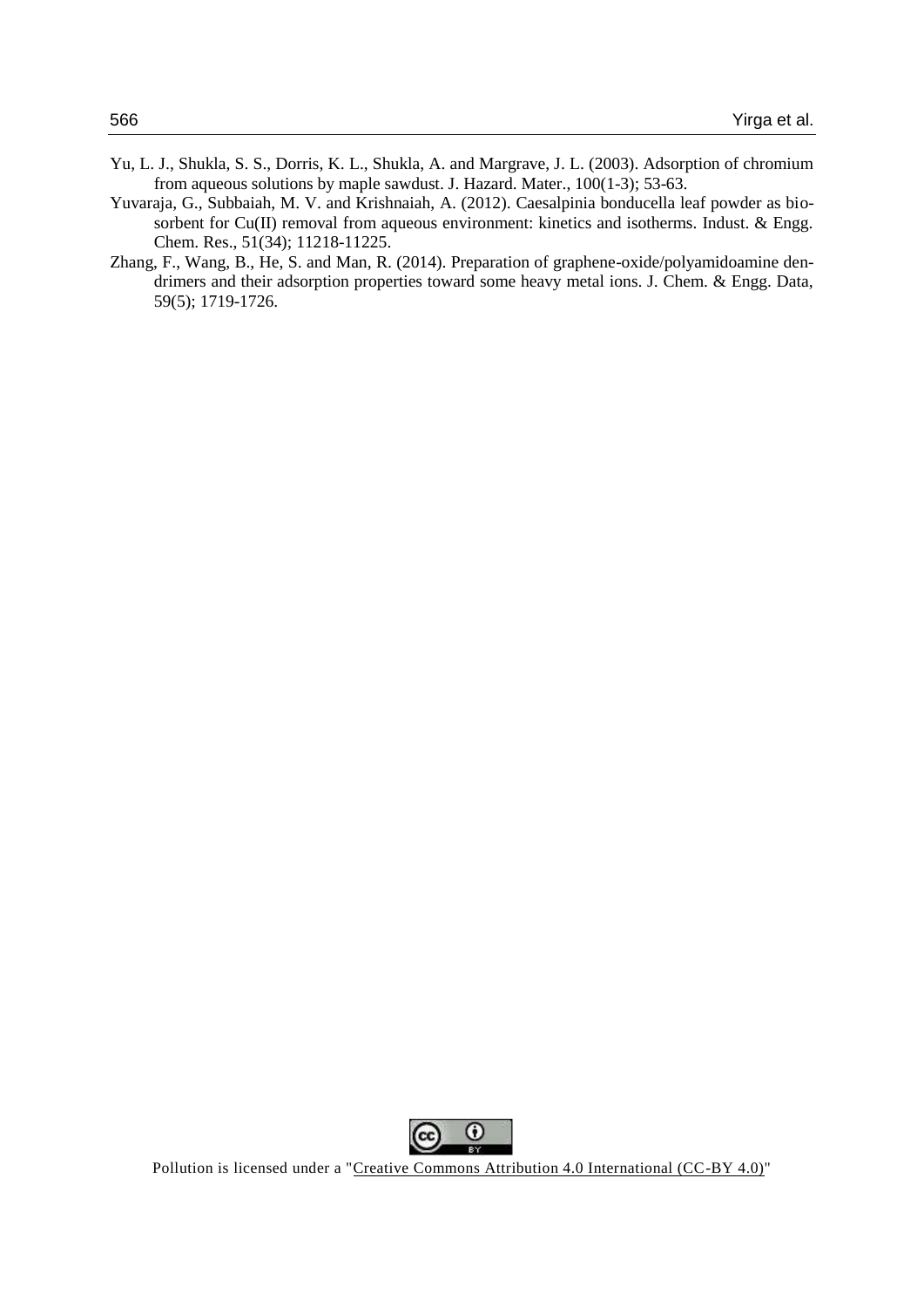Yu, L. J., Shukla, S. S., Dorris, K. L., Shukla, A. and Margrave, J. L. (2003). Adsorption of chromium from aqueous solutions by maple sawdust. J. Hazard. Mater., 100(1-3); 53-63.

Yuvaraja, G., Subbaiah, M. V. and Krishnaiah, A. (2012). Caesalpinia bonducella leaf powder as biosorbent for Cu(II) removal from aqueous environment: kinetics and isotherms. Indust. & Engg. Chem. Res., 51(34); 11218-11225.

Zhang, F., Wang, B., He, S. and Man, R. (2014). Preparation of graphene-oxide/polyamidoamine dendrimers and their adsorption properties toward some heavy metal ions. J. Chem. & Engg. Data, 59(5); 1719-1726.

Pollution is licensed under a "Creative Commons Attribution 4.0 International (CC-BY 4.0)"